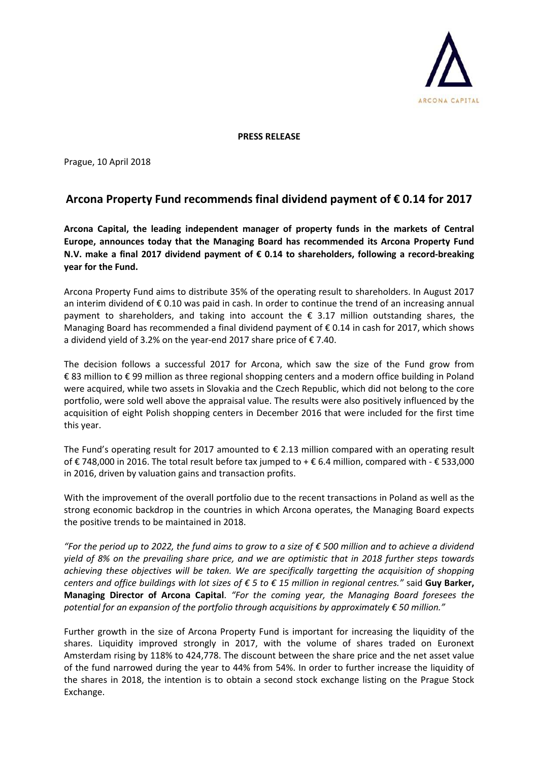ARCONA CAPITAL

**PRESS RELEASE**

Prague, 10 April 2018

## Arcona Property Fund recommends final dividend payment of € 0.14 for 2017

**Arcona Capital, the leading independent manager of property funds in the markets of Central Europe, announces today that the Managing Board has recommended its Arcona Property Fund N.V. make a final 2017 dividend payment of € 0.14 to shareholders, following a record-breaking year for the Fund.**

Arcona Property Fund aims to distribute 35% of the operating result to shareholders. In August 2017 an interim dividend of € 0.10 was paid in cash. In order to continue the trend of an increasing annual payment to shareholders, and taking into account the € 3.17 million outstanding shares, the Managing Board has recommended a final dividend payment of € 0.14 in cash for 2017, which shows a dividend yield of 3.2% on the year-end 2017 share price of € 7.40.

The decision follows a successful 2017 for Arcona, which saw the size of the Fund grow from € 83 million to € 99 million as three regional shopping centers and a modern office building in Poland were acquired, while two assets in Slovakia and the Czech Republic, which did not belong to the core portfolio, were sold well above the appraisal value. The results were also positively influenced by the acquisition of eight Polish shopping centers in December 2016 that were included for the first time this year.

The Fund's operating result for 2017 amounted to € 2.13 million compared with an operating result of € 748,000 in 2016. The total result before tax jumped to + € 6.4 million, compared with - € 533,000 in 2016, driven by valuation gains and transaction profits.

With the improvement of the overall portfolio due to the recent transactions in Poland as well as the strong economic backdrop in the countries in which Arcona operates, the Managing Board expects the positive trends to be maintained in 2018.

*"For the period up to 2022, the fund aims to grow to a size of € 500 million and to achieve a dividend yield of 8% on the prevailing share price, and we are optimistic that in 2018 further steps towards achieving these objectives will be taken. We are specifically targetting the acquisition of shopping centers and office buildings with lot sizes of € 5 to € 15 million in regional centres."* said **Guy Barker, Managing Director of Arcona Capital**. *"For the coming year, the Managing Board foresees the potential for an expansion of the portfolio through acquisitions by approximately € 50 million."*

Further growth in the size of Arcona Property Fund is important for increasing the liquidity of the shares. Liquidity improved strongly in 2017, with the volume of shares traded on Euronext Amsterdam rising by 118% to 424,778. The discount between the share price and the net asset value of the fund narrowed during the year to 44% from 54%. In order to further increase the liquidity of the shares in 2018, the intention is to obtain a second stock exchange listing on the Prague Stock Exchange.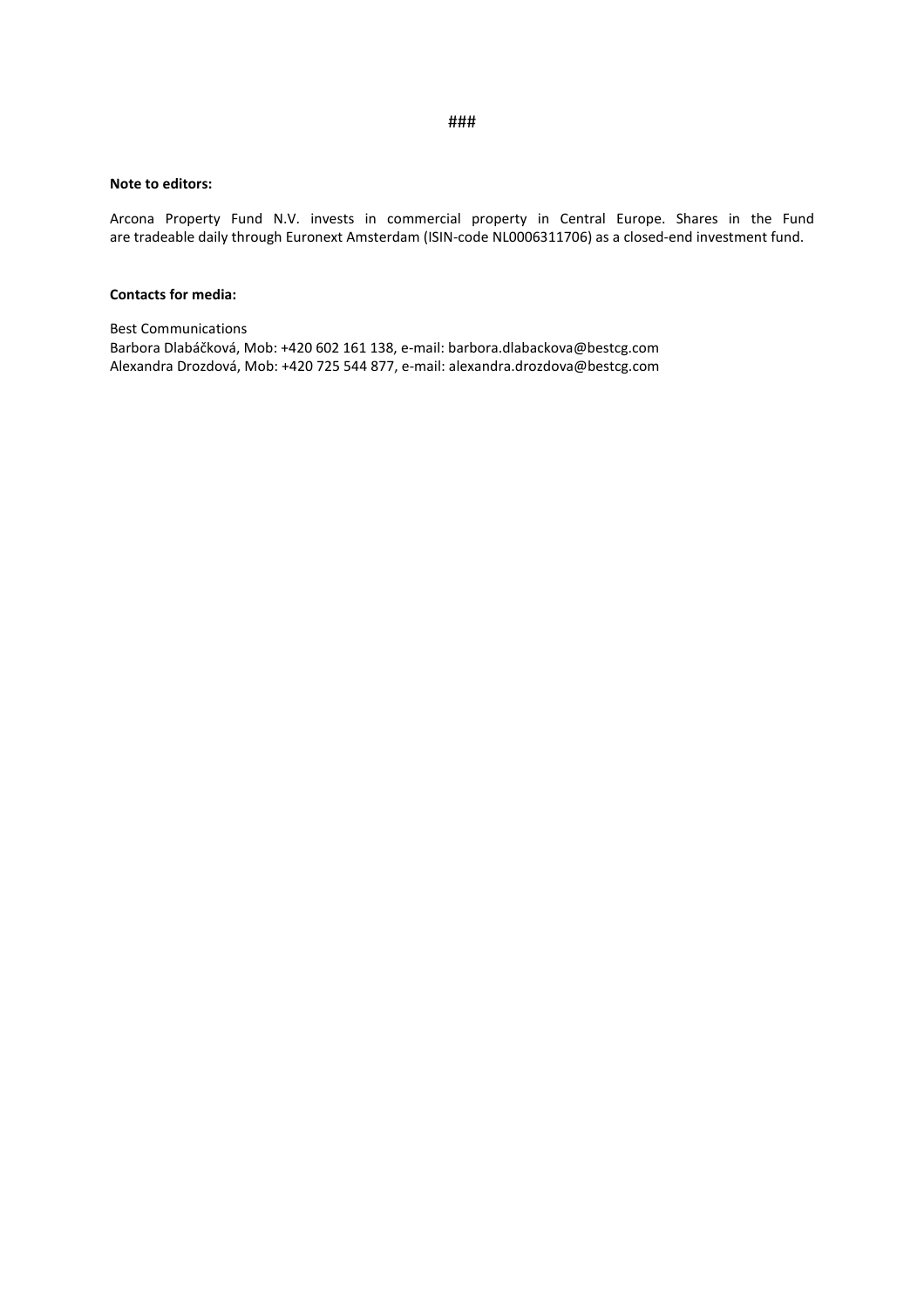###

**Note to editors:**

Arcona Property Fund N.V. invests in commercial property in Central Europe. Shares in the Fund are tradeable daily through Euronext Amsterdam (ISIN-code NL0006311706) as a closed-end investment fund.

**Contacts for media:**

Best Communications
Barbora Dlabáčková, Mob: +420 602 161 138, e-mail: barbora.dlabackova@bestcg.com
Alexandra Drozdová, Mob: +420 725 544 877, e-mail: alexandra.drozdova@bestcg.com